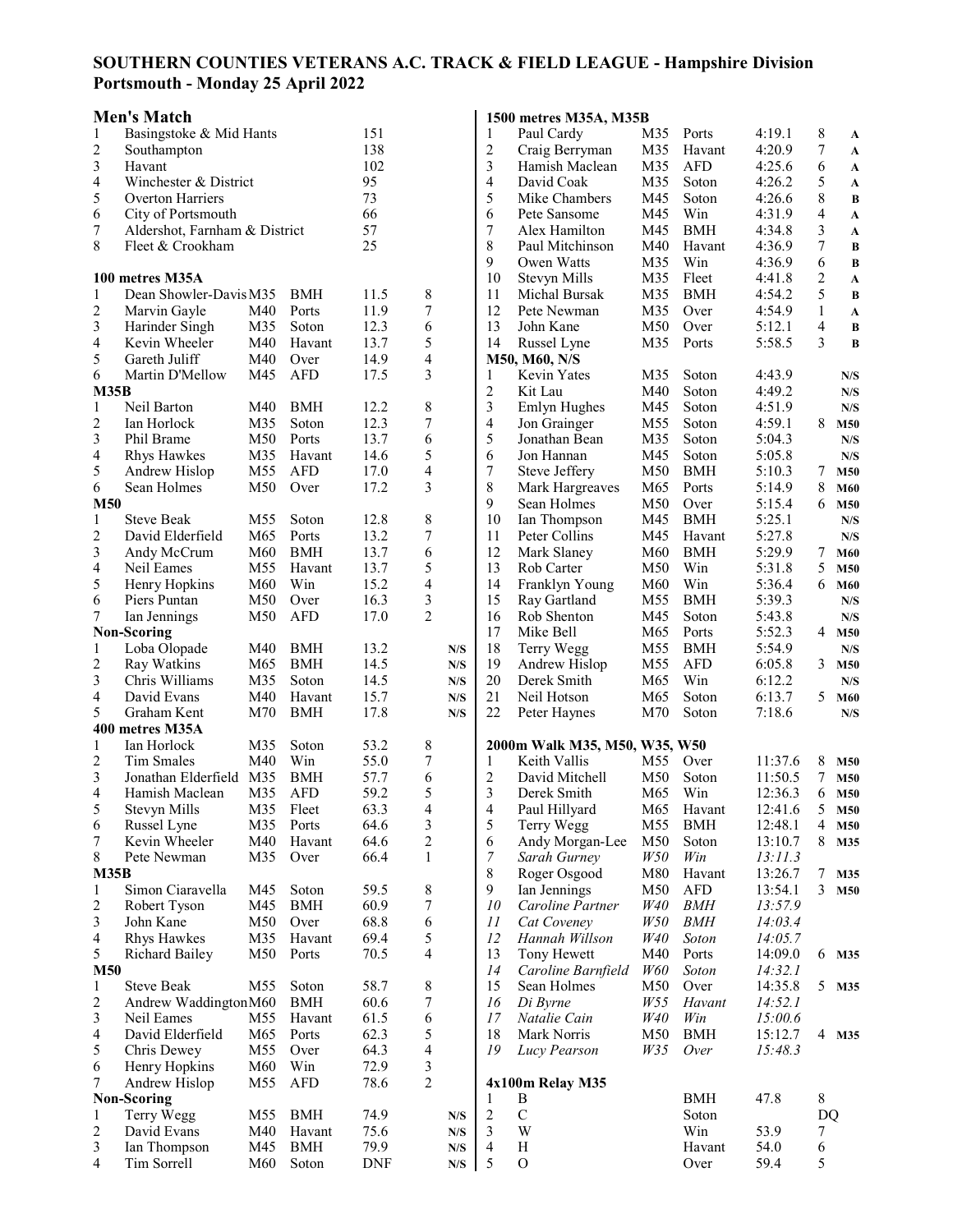## SOUTHERN COUNTIES VETERANS A.C. TRACK & FIELD LEAGUE - Hampshire Division
## Portsmouth - Monday 25 April 2022

### Men's Match

| | Club | Points |
|---|---|---|
| 1 | Basingstoke & Mid Hants | 151 |
| 2 | Southampton | 138 |
| 3 | Havant | 102 |
| 4 | Winchester & District | 95 |
| 5 | Overton Harriers | 73 |
| 6 | City of Portsmouth | 66 |
| 7 | Aldershot, Farnham & District | 57 |
| 8 | Fleet & Crookham | 25 |

### 100 metres M35A

| | Name | Cat | Club | Time | Pts | |
|---|---|---|---|---|---|---|
| 1 | Dean Showler-Davis | M35 | BMH | 11.5 | 8 | |
| 2 | Marvin Gayle | M40 | Ports | 11.9 | 7 | |
| 3 | Harinder Singh | M35 | Soton | 12.3 | 6 | |
| 4 | Kevin Wheeler | M40 | Havant | 13.7 | 5 | |
| 5 | Gareth Juliff | M40 | Over | 14.9 | 4 | |
| 6 | Martin D'Mellow | M45 | AFD | 17.5 | 3 | |
| **M35B** | | | | | | |
| 1 | Neil Barton | M40 | BMH | 12.2 | 8 | |
| 2 | Ian Horlock | M35 | Soton | 12.3 | 7 | |
| 3 | Phil Brame | M50 | Ports | 13.7 | 6 | |
| 4 | Rhys Hawkes | M35 | Havant | 14.6 | 5 | |
| 5 | Andrew Hislop | M55 | AFD | 17.0 | 4 | |
| 6 | Sean Holmes | M50 | Over | 17.2 | 3 | |
| **M50** | | | | | | |
| 1 | Steve Beak | M55 | Soton | 12.8 | 8 | |
| 2 | David Elderfield | M65 | Ports | 13.2 | 7 | |
| 3 | Andy McCrum | M60 | BMH | 13.7 | 6 | |
| 4 | Neil Eames | M55 | Havant | 13.7 | 5 | |
| 5 | Henry Hopkins | M60 | Win | 15.2 | 4 | |
| 6 | Piers Puntan | M50 | Over | 16.3 | 3 | |
| 7 | Ian Jennings | M50 | AFD | 17.0 | 2 | |
| **Non-Scoring** | | | | | | |
| 1 | Loba Olopade | M40 | BMH | 13.2 | | N/S |
| 2 | Ray Watkins | M65 | BMH | 14.5 | | N/S |
| 3 | Chris Williams | M35 | Soton | 14.5 | | N/S |
| 4 | David Evans | M40 | Havant | 15.7 | | N/S |
| 5 | Graham Kent | M70 | BMH | 17.8 | | N/S |

### 400 metres M35A

| | Name | Cat | Club | Time | Pts | |
|---|---|---|---|---|---|---|
| 1 | Ian Horlock | M35 | Soton | 53.2 | 8 | |
| 2 | Tim Smales | M40 | Win | 55.0 | 7 | |
| 3 | Jonathan Elderfield | M35 | BMH | 57.7 | 6 | |
| 4 | Hamish Maclean | M35 | AFD | 59.2 | 5 | |
| 5 | Stevyn Mills | M35 | Fleet | 63.3 | 4 | |
| 6 | Russel Lyne | M35 | Ports | 64.6 | 3 | |
| 7 | Kevin Wheeler | M40 | Havant | 64.6 | 2 | |
| 8 | Pete Newman | M35 | Over | 66.4 | 1 | |
| **M35B** | | | | | | |
| 1 | Simon Ciaravella | M45 | Soton | 59.5 | 8 | |
| 2 | Robert Tyson | M45 | BMH | 60.9 | 7 | |
| 3 | John Kane | M50 | Over | 68.8 | 6 | |
| 4 | Rhys Hawkes | M35 | Havant | 69.4 | 5 | |
| 5 | Richard Bailey | M50 | Ports | 70.5 | 4 | |
| **M50** | | | | | | |
| 1 | Steve Beak | M55 | Soton | 58.7 | 8 | |
| 2 | Andrew Waddington | M60 | BMH | 60.6 | 7 | |
| 3 | Neil Eames | M55 | Havant | 61.5 | 6 | |
| 4 | David Elderfield | M65 | Ports | 62.3 | 5 | |
| 5 | Chris Dewey | M55 | Over | 64.3 | 4 | |
| 6 | Henry Hopkins | M60 | Win | 72.9 | 3 | |
| 7 | Andrew Hislop | M55 | AFD | 78.6 | 2 | |
| **Non-Scoring** | | | | | | |
| 1 | Terry Wegg | M55 | BMH | 74.9 | | N/S |
| 2 | David Evans | M40 | Havant | 75.6 | | N/S |
| 3 | Ian Thompson | M45 | BMH | 79.9 | | N/S |
| 4 | Tim Sorrell | M60 | Soton | DNF | | N/S |

### 1500 metres M35A, M35B

| | Name | Cat | Club | Time | Pts | |
|---|---|---|---|---|---|---|
| 1 | Paul Cardy | M35 | Ports | 4:19.1 | 8 | A |
| 2 | Craig Berryman | M35 | Havant | 4:20.9 | 7 | A |
| 3 | Hamish Maclean | M35 | AFD | 4:25.6 | 6 | A |
| 4 | David Coak | M35 | Soton | 4:26.2 | 5 | A |
| 5 | Mike Chambers | M45 | Soton | 4:26.6 | 8 | B |
| 6 | Pete Sansome | M45 | Win | 4:31.9 | 4 | A |
| 7 | Alex Hamilton | M45 | BMH | 4:34.8 | 3 | A |
| 8 | Paul Mitchinson | M40 | Havant | 4:36.9 | 7 | B |
| 9 | Owen Watts | M35 | Win | 4:36.9 | 6 | B |
| 10 | Stevyn Mills | M35 | Fleet | 4:41.8 | 2 | A |
| 11 | Michal Bursak | M35 | BMH | 4:54.2 | 5 | B |
| 12 | Pete Newman | M35 | Over | 4:54.9 | 1 | A |
| 13 | John Kane | M50 | Over | 5:12.1 | 4 | B |
| 14 | Russel Lyne | M35 | Ports | 5:58.5 | 3 | B |

### M50, M60, N/S

| | Name | Cat | Club | Time | Pts | |
|---|---|---|---|---|---|---|
| 1 | Kevin Yates | M35 | Soton | 4:43.9 | | N/S |
| 2 | Kit Lau | M40 | Soton | 4:49.2 | | N/S |
| 3 | Emlyn Hughes | M45 | Soton | 4:51.9 | | N/S |
| 4 | Jon Grainger | M55 | Soton | 4:59.1 | 8 | M50 |
| 5 | Jonathan Bean | M35 | Soton | 5:04.3 | | N/S |
| 6 | Jon Hannan | M45 | Soton | 5:05.8 | | N/S |
| 7 | Steve Jeffery | M50 | BMH | 5:10.3 | 7 | M50 |
| 8 | Mark Hargreaves | M65 | Ports | 5:14.9 | 8 | M60 |
| 9 | Sean Holmes | M50 | Over | 5:15.4 | 6 | M50 |
| 10 | Ian Thompson | M45 | BMH | 5:25.1 | | N/S |
| 11 | Peter Collins | M45 | Havant | 5:27.8 | | N/S |
| 12 | Mark Slaney | M60 | BMH | 5:29.9 | 7 | M60 |
| 13 | Rob Carter | M50 | Win | 5:31.8 | 5 | M50 |
| 14 | Franklyn Young | M60 | Win | 5:36.4 | 6 | M60 |
| 15 | Ray Gartland | M55 | BMH | 5:39.3 | | N/S |
| 16 | Rob Shenton | M45 | Soton | 5:43.8 | | N/S |
| 17 | Mike Bell | M65 | Ports | 5:52.3 | 4 | M50 |
| 18 | Terry Wegg | M55 | BMH | 5:54.9 | | N/S |
| 19 | Andrew Hislop | M55 | AFD | 6:05.8 | 3 | M50 |
| 20 | Derek Smith | M65 | Win | 6:12.2 | | N/S |
| 21 | Neil Hotson | M65 | Soton | 6:13.7 | 5 | M60 |
| 22 | Peter Haynes | M70 | Soton | 7:18.6 | | N/S |

### 2000m Walk M35, M50, W35, W50

| | Name | Cat | Club | Time | Pts | |
|---|---|---|---|---|---|---|
| 1 | Keith Vallis | M55 | Over | 11:37.6 | 8 | M50 |
| 2 | David Mitchell | M50 | Soton | 11:50.5 | 7 | M50 |
| 3 | Derek Smith | M65 | Win | 12:36.3 | 6 | M50 |
| 4 | Paul Hillyard | M65 | Havant | 12:41.6 | 5 | M50 |
| 5 | Terry Wegg | M55 | BMH | 12:48.1 | 4 | M50 |
| 6 | Andy Morgan-Lee | M50 | Soton | 13:10.7 | 8 | M35 |
| *7* | *Sarah Gurney* | *W50* | *Win* | *13:11.3* | | |
| 8 | Roger Osgood | M80 | Havant | 13:26.7 | 7 | M35 |
| 9 | Ian Jennings | M50 | AFD | 13:54.1 | 3 | M50 |
| *10* | *Caroline Partner* | *W40* | *BMH* | *13:57.9* | | |
| *11* | *Cat Coveney* | *W50* | *BMH* | *14:03.4* | | |
| *12* | *Hannah Willson* | *W40* | *Soton* | *14:05.7* | | |
| 13 | Tony Hewett | M40 | Ports | 14:09.0 | 6 | M35 |
| *14* | *Caroline Barnfield* | *W60* | *Soton* | *14:32.1* | | |
| 15 | Sean Holmes | M50 | Over | 14:35.8 | 5 | M35 |
| *16* | *Di Byrne* | *W55* | *Havant* | *14:52.1* | | |
| *17* | *Natalie Cain* | *W40* | *Win* | *15:00.6* | | |
| 18 | Mark Norris | M50 | BMH | 15:12.7 | 4 | M35 |
| *19* | *Lucy Pearson* | *W35* | *Over* | *15:48.3* | | |

### 4x100m Relay M35

| | Team | Club | Time | Pts |
|---|---|---|---|---|
| 1 | B | BMH | 47.8 | 8 |
| 2 | C | Soton | | DQ |
| 3 | W | Win | 53.9 | 7 |
| 4 | H | Havant | 54.0 | 6 |
| 5 | O | Over | 59.4 | 5 |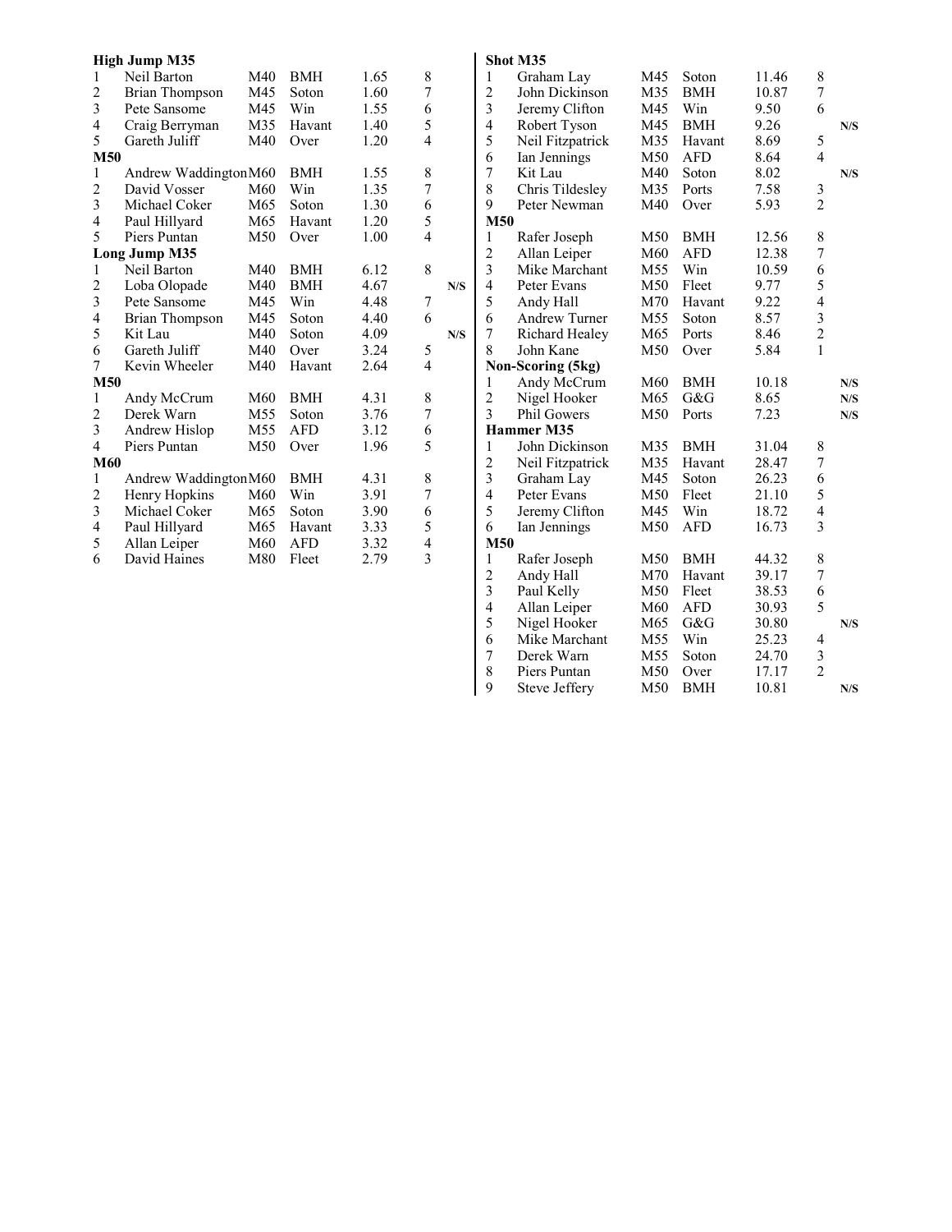**High Jump M35**

| Pos | Name | Cat | Club | Perf | Pts | |
|---|---|---|---|---|---|---|
| 1 | Neil Barton | M40 | BMH | 1.65 | 8 | |
| 2 | Brian Thompson | M45 | Soton | 1.60 | 7 | |
| 3 | Pete Sansome | M45 | Win | 1.55 | 6 | |
| 4 | Craig Berryman | M35 | Havant | 1.40 | 5 | |
| 5 | Gareth Juliff | M40 | Over | 1.20 | 4 | |

**M50**

| Pos | Name | Cat | Club | Perf | Pts | |
|---|---|---|---|---|---|---|
| 1 | Andrew Waddington | M60 | BMH | 1.55 | 8 | |
| 2 | David Vosser | M60 | Win | 1.35 | 7 | |
| 3 | Michael Coker | M65 | Soton | 1.30 | 6 | |
| 4 | Paul Hillyard | M65 | Havant | 1.20 | 5 | |
| 5 | Piers Puntan | M50 | Over | 1.00 | 4 | |

**Long Jump M35**

| Pos | Name | Cat | Club | Perf | Pts | |
|---|---|---|---|---|---|---|
| 1 | Neil Barton | M40 | BMH | 6.12 | 8 | |
| 2 | Loba Olopade | M40 | BMH | 4.67 | | N/S |
| 3 | Pete Sansome | M45 | Win | 4.48 | 7 | |
| 4 | Brian Thompson | M45 | Soton | 4.40 | 6 | |
| 5 | Kit Lau | M40 | Soton | 4.09 | | N/S |
| 6 | Gareth Juliff | M40 | Over | 3.24 | 5 | |
| 7 | Kevin Wheeler | M40 | Havant | 2.64 | 4 | |

**M50**

| Pos | Name | Cat | Club | Perf | Pts | |
|---|---|---|---|---|---|---|
| 1 | Andy McCrum | M60 | BMH | 4.31 | 8 | |
| 2 | Derek Warn | M55 | Soton | 3.76 | 7 | |
| 3 | Andrew Hislop | M55 | AFD | 3.12 | 6 | |
| 4 | Piers Puntan | M50 | Over | 1.96 | 5 | |

**M60**

| Pos | Name | Cat | Club | Perf | Pts | |
|---|---|---|---|---|---|---|
| 1 | Andrew Waddington | M60 | BMH | 4.31 | 8 | |
| 2 | Henry Hopkins | M60 | Win | 3.91 | 7 | |
| 3 | Michael Coker | M65 | Soton | 3.90 | 6 | |
| 4 | Paul Hillyard | M65 | Havant | 3.33 | 5 | |
| 5 | Allan Leiper | M60 | AFD | 3.32 | 4 | |
| 6 | David Haines | M80 | Fleet | 2.79 | 3 | |

**Shot M35**

| Pos | Name | Cat | Club | Perf | Pts | |
|---|---|---|---|---|---|---|
| 1 | Graham Lay | M45 | Soton | 11.46 | 8 | |
| 2 | John Dickinson | M35 | BMH | 10.87 | 7 | |
| 3 | Jeremy Clifton | M45 | Win | 9.50 | 6 | |
| 4 | Robert Tyson | M45 | BMH | 9.26 | | N/S |
| 5 | Neil Fitzpatrick | M35 | Havant | 8.69 | 5 | |
| 6 | Ian Jennings | M50 | AFD | 8.64 | 4 | |
| 7 | Kit Lau | M40 | Soton | 8.02 | | N/S |
| 8 | Chris Tildesley | M35 | Ports | 7.58 | 3 | |
| 9 | Peter Newman | M40 | Over | 5.93 | 2 | |

**M50**

| Pos | Name | Cat | Club | Perf | Pts | |
|---|---|---|---|---|---|---|
| 1 | Rafer Joseph | M50 | BMH | 12.56 | 8 | |
| 2 | Allan Leiper | M60 | AFD | 12.38 | 7 | |
| 3 | Mike Marchant | M55 | Win | 10.59 | 6 | |
| 4 | Peter Evans | M50 | Fleet | 9.77 | 5 | |
| 5 | Andy Hall | M70 | Havant | 9.22 | 4 | |
| 6 | Andrew Turner | M55 | Soton | 8.57 | 3 | |
| 7 | Richard Healey | M65 | Ports | 8.46 | 2 | |
| 8 | John Kane | M50 | Over | 5.84 | 1 | |

**Non-Scoring (5kg)**

| Pos | Name | Cat | Club | Perf | Pts | |
|---|---|---|---|---|---|---|
| 1 | Andy McCrum | M60 | BMH | 10.18 | | N/S |
| 2 | Nigel Hooker | M65 | G&G | 8.65 | | N/S |
| 3 | Phil Gowers | M50 | Ports | 7.23 | | N/S |

**Hammer M35**

| Pos | Name | Cat | Club | Perf | Pts | |
|---|---|---|---|---|---|---|
| 1 | John Dickinson | M35 | BMH | 31.04 | 8 | |
| 2 | Neil Fitzpatrick | M35 | Havant | 28.47 | 7 | |
| 3 | Graham Lay | M45 | Soton | 26.23 | 6 | |
| 4 | Peter Evans | M50 | Fleet | 21.10 | 5 | |
| 5 | Jeremy Clifton | M45 | Win | 18.72 | 4 | |
| 6 | Ian Jennings | M50 | AFD | 16.73 | 3 | |

**M50**

| Pos | Name | Cat | Club | Perf | Pts | |
|---|---|---|---|---|---|---|
| 1 | Rafer Joseph | M50 | BMH | 44.32 | 8 | |
| 2 | Andy Hall | M70 | Havant | 39.17 | 7 | |
| 3 | Paul Kelly | M50 | Fleet | 38.53 | 6 | |
| 4 | Allan Leiper | M60 | AFD | 30.93 | 5 | |
| 5 | Nigel Hooker | M65 | G&G | 30.80 | | N/S |
| 6 | Mike Marchant | M55 | Win | 25.23 | 4 | |
| 7 | Derek Warn | M55 | Soton | 24.70 | 3 | |
| 8 | Piers Puntan | M50 | Over | 17.17 | 2 | |
| 9 | Steve Jeffery | M50 | BMH | 10.81 | | N/S |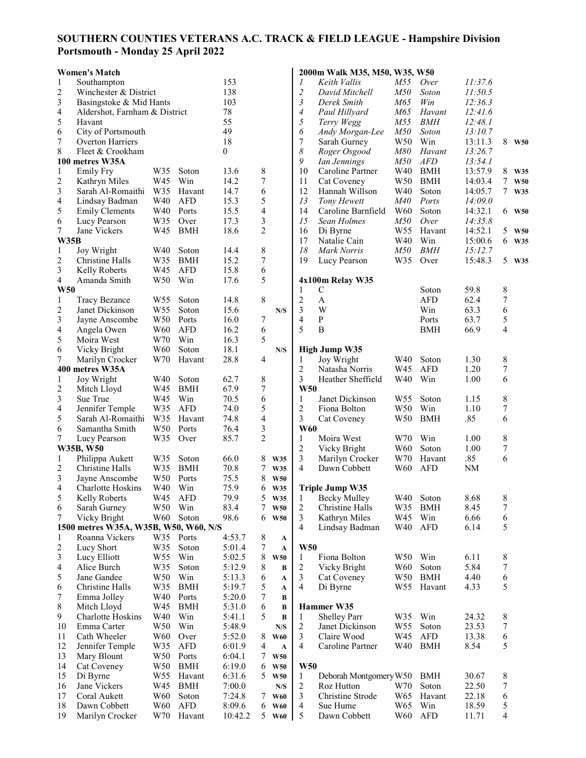# SOUTHERN COUNTIES VETERANS A.C. TRACK & FIELD LEAGUE - Hampshire Division
## Portsmouth - Monday 25 April 2022

**Women's Match**

| Pos | Club | Points |
|---|---|---|
| 1 | Southampton | 153 |
| 2 | Winchester & District | 138 |
| 3 | Basingstoke & Mid Hants | 103 |
| 4 | Aldershot, Farnham & District | 78 |
| 5 | Havant | 55 |
| 6 | City of Portsmouth | 49 |
| 7 | Overton Harriers | 18 |
| 8 | Fleet & Crookham | 0 |

**100 metres W35A**

| Pos | Name | Cat | Club | Perf | Pts | |
|---|---|---|---|---|---|---|
| 1 | Emily Fry | W35 | Soton | 13.6 | 8 | |
| 2 | Kathryn Miles | W45 | Win | 14.2 | 7 | |
| 3 | Sarah Al-Romaithi | W35 | Havant | 14.7 | 6 | |
| 4 | Lindsay Badman | W40 | AFD | 15.3 | 5 | |
| 5 | Emily Clements | W40 | Ports | 15.5 | 4 | |
| 6 | Lucy Pearson | W35 | Over | 17.3 | 3 | |
| 7 | Jane Vickers | W45 | BMH | 18.6 | 2 | |

**W35B**

| Pos | Name | Cat | Club | Perf | Pts | |
|---|---|---|---|---|---|---|
| 1 | Joy Wright | W40 | Soton | 14.4 | 8 | |
| 2 | Christine Halls | W35 | BMH | 15.2 | 7 | |
| 3 | Kelly Roberts | W45 | AFD | 15.8 | 6 | |
| 4 | Amanda Smith | W50 | Win | 17.6 | 5 | |

**W50**

| Pos | Name | Cat | Club | Perf | Pts | |
|---|---|---|---|---|---|---|
| 1 | Tracy Bezance | W55 | Soton | 14.8 | 8 | |
| 2 | Janet Dickinson | W55 | Soton | 15.6 | | N/S |
| 3 | Jayne Anscombe | W50 | Ports | 16.0 | 7 | |
| 4 | Angela Owen | W60 | AFD | 16.2 | 6 | |
| 5 | Moira West | W70 | Win | 16.3 | 5 | |
| 6 | Vicky Bright | W60 | Soton | 18.1 | | N/S |
| 7 | Marilyn Crocker | W70 | Havant | 28.8 | 4 | |

**400 metres W35A**

| Pos | Name | Cat | Club | Perf | Pts | |
|---|---|---|---|---|---|---|
| 1 | Joy Wright | W40 | Soton | 62.7 | 8 | |
| 2 | Mitch Lloyd | W45 | BMH | 67.9 | 7 | |
| 3 | Sue True | W45 | Win | 70.5 | 6 | |
| 4 | Jennifer Temple | W35 | AFD | 74.0 | 5 | |
| 5 | Sarah Al-Romaithi | W35 | Havant | 74.8 | 4 | |
| 6 | Samantha Smith | W50 | Ports | 76.4 | 3 | |
| 7 | Lucy Pearson | W35 | Over | 85.7 | 2 | |

**W35B, W50**

| Pos | Name | Cat | Club | Perf | Pts | |
|---|---|---|---|---|---|---|
| 1 | Philippa Aukett | W35 | Soton | 66.0 | 8 | W35 |
| 2 | Christine Halls | W35 | BMH | 70.8 | 7 | W35 |
| 3 | Jayne Anscombe | W50 | Ports | 75.5 | 8 | W50 |
| 4 | Charlotte Hoskins | W40 | Win | 75.9 | 6 | W35 |
| 5 | Kelly Roberts | W45 | AFD | 79.9 | 5 | W35 |
| 6 | Sarah Gurney | W50 | Win | 83.4 | 7 | W50 |
| 7 | Vicky Bright | W60 | Soton | 98.6 | 6 | W50 |

**1500 metres W35A, W35B, W50, W60, N/S**

| Pos | Name | Cat | Club | Perf | Pts | |
|---|---|---|---|---|---|---|
| 1 | Roanna Vickers | W35 | Ports | 4:53.7 | 8 | A |
| 2 | Lucy Short | W35 | Soton | 5:01.4 | 7 | A |
| 3 | Lucy Elliott | W55 | Win | 5:02.5 | 8 | W50 |
| 4 | Alice Burch | W35 | Soton | 5:12.9 | 8 | B |
| 5 | Jane Gandee | W50 | Win | 5:13.3 | 6 | A |
| 6 | Christine Halls | W35 | BMH | 5:19.7 | 5 | A |
| 7 | Emma Jolley | W40 | Ports | 5:20.0 | 7 | B |
| 8 | Mitch Lloyd | W45 | BMH | 5:31.0 | 6 | B |
| 9 | Charlotte Hoskins | W40 | Win | 5:41.1 | 5 | B |
| 10 | Emma Carter | W50 | Win | 5:48.9 | | N/S |
| 11 | Cath Wheeler | W60 | Over | 5:52.0 | 8 | W60 |
| 12 | Jennifer Temple | W35 | AFD | 6:01.9 | 4 | A |
| 13 | Mary Blount | W50 | Ports | 6:04.1 | 7 | W50 |
| 14 | Cat Coveney | W50 | BMH | 6:19.0 | 6 | W50 |
| 15 | Di Byrne | W55 | Havant | 6:31.6 | 5 | W50 |
| 16 | Jane Vickers | W45 | BMH | 7:00.0 | | N/S |
| 17 | Coral Aukett | W60 | Soton | 7:24.8 | 7 | W60 |
| 18 | Dawn Cobbett | W60 | AFD | 8:09.6 | 6 | W60 |
| 19 | Marilyn Crocker | W70 | Havant | 10:42.2 | 5 | W60 |

**2000m Walk M35, M50, W35, W50**

| Pos | Name | Cat | Club | Perf | Pts | |
|---|---|---|---|---|---|---|
| *1* | *Keith Vallis* | *M55* | *Over* | *11:37.6* | | |
| *2* | *David Mitchell* | *M50* | *Soton* | *11:50.5* | | |
| *3* | *Derek Smith* | *M65* | *Win* | *12:36.3* | | |
| *4* | *Paul Hillyard* | *M65* | *Havant* | *12:41.6* | | |
| *5* | *Terry Wegg* | *M55* | *BMH* | *12:48.1* | | |
| *6* | *Andy Morgan-Lee* | *M50* | *Soton* | *13:10.7* | | |
| 7 | Sarah Gurney | W50 | Win | 13:11.3 | 8 | W50 |
| *8* | *Roger Osgood* | *M80* | *Havant* | *13:26.7* | | |
| *9* | *Ian Jennings* | *M50* | *AFD* | *13:54.1* | | |
| 10 | Caroline Partner | W40 | BMH | 13:57.9 | 8 | W35 |
| 11 | Cat Coveney | W50 | BMH | 14:03.4 | 7 | W50 |
| 12 | Hannah Willson | W40 | Soton | 14:05.7 | 7 | W35 |
| *13* | *Tony Hewett* | *M40* | *Ports* | *14:09.0* | | |
| 14 | Caroline Barnfield | W60 | Soton | 14:32.1 | 6 | W50 |
| *15* | *Sean Holmes* | *M50* | *Over* | *14:35.8* | | |
| 16 | Di Byrne | W55 | Havant | 14:52.1 | 5 | W50 |
| 17 | Natalie Cain | W40 | Win | 15:00.6 | 6 | W35 |
| *18* | *Mark Norris* | *M50* | *BMH* | *15:12.7* | | |
| 19 | Lucy Pearson | W35 | Over | 15:48.3 | 5 | W35 |

**4x100m Relay W35**

| Pos | Team | Club | Perf | Pts |
|---|---|---|---|---|
| 1 | C | Soton | 59.8 | 8 |
| 2 | A | AFD | 62.4 | 7 |
| 3 | W | Win | 63.3 | 6 |
| 4 | P | Ports | 63.7 | 5 |
| 5 | B | BMH | 66.9 | 4 |

**High Jump W35**

| Pos | Name | Cat | Club | Perf | Pts |
|---|---|---|---|---|---|
| 1 | Joy Wright | W40 | Soton | 1.30 | 8 |
| 2 | Natasha Norris | W45 | AFD | 1.20 | 7 |
| 3 | Heather Sheffield | W40 | Win | 1.00 | 6 |

**W50**

| Pos | Name | Cat | Club | Perf | Pts |
|---|---|---|---|---|---|
| 1 | Janet Dickinson | W55 | Soton | 1.15 | 8 |
| 2 | Fiona Bolton | W50 | Win | 1.10 | 7 |
| 3 | Cat Coveney | W50 | BMH | .85 | 6 |

**W60**

| Pos | Name | Cat | Club | Perf | Pts |
|---|---|---|---|---|---|
| 1 | Moira West | W70 | Win | 1.00 | 8 |
| 2 | Vicky Bright | W60 | Soton | 1.00 | 7 |
| 3 | Marilyn Crocker | W70 | Havant | .85 | 6 |
| 4 | Dawn Cobbett | W60 | AFD | NM | |

**Triple Jump W35**

| Pos | Name | Cat | Club | Perf | Pts |
|---|---|---|---|---|---|
| 1 | Becky Mulley | W40 | Soton | 8.68 | 8 |
| 2 | Christine Halls | W35 | BMH | 8.45 | 7 |
| 3 | Kathryn Miles | W45 | Win | 6.66 | 6 |
| 4 | Lindsay Badman | W40 | AFD | 6.14 | 5 |

**W50**

| Pos | Name | Cat | Club | Perf | Pts |
|---|---|---|---|---|---|
| 1 | Fiona Bolton | W50 | Win | 6.11 | 8 |
| 2 | Vicky Bright | W60 | Soton | 5.84 | 7 |
| 3 | Cat Coveney | W50 | BMH | 4.40 | 6 |
| 4 | Di Byrne | W55 | Havant | 4.33 | 5 |

**Hammer W35**

| Pos | Name | Cat | Club | Perf | Pts |
|---|---|---|---|---|---|
| 1 | Shelley Parr | W35 | Win | 24.32 | 8 |
| 2 | Janet Dickinson | W55 | Soton | 23.53 | 7 |
| 3 | Claire Wood | W45 | AFD | 13.38 | 6 |
| 4 | Caroline Partner | W40 | BMH | 8.54 | 5 |

**W50**

| Pos | Name | Cat | Club | Perf | Pts |
|---|---|---|---|---|---|
| 1 | Deborah Montgomery | W50 | BMH | 30.67 | 8 |
| 2 | Roz Hutton | W70 | Soton | 22.50 | 7 |
| 3 | Christine Strode | W65 | Havant | 22.18 | 6 |
| 4 | Sue Hume | W65 | Win | 18.59 | 5 |
| 5 | Dawn Cobbett | W60 | AFD | 11.71 | 4 |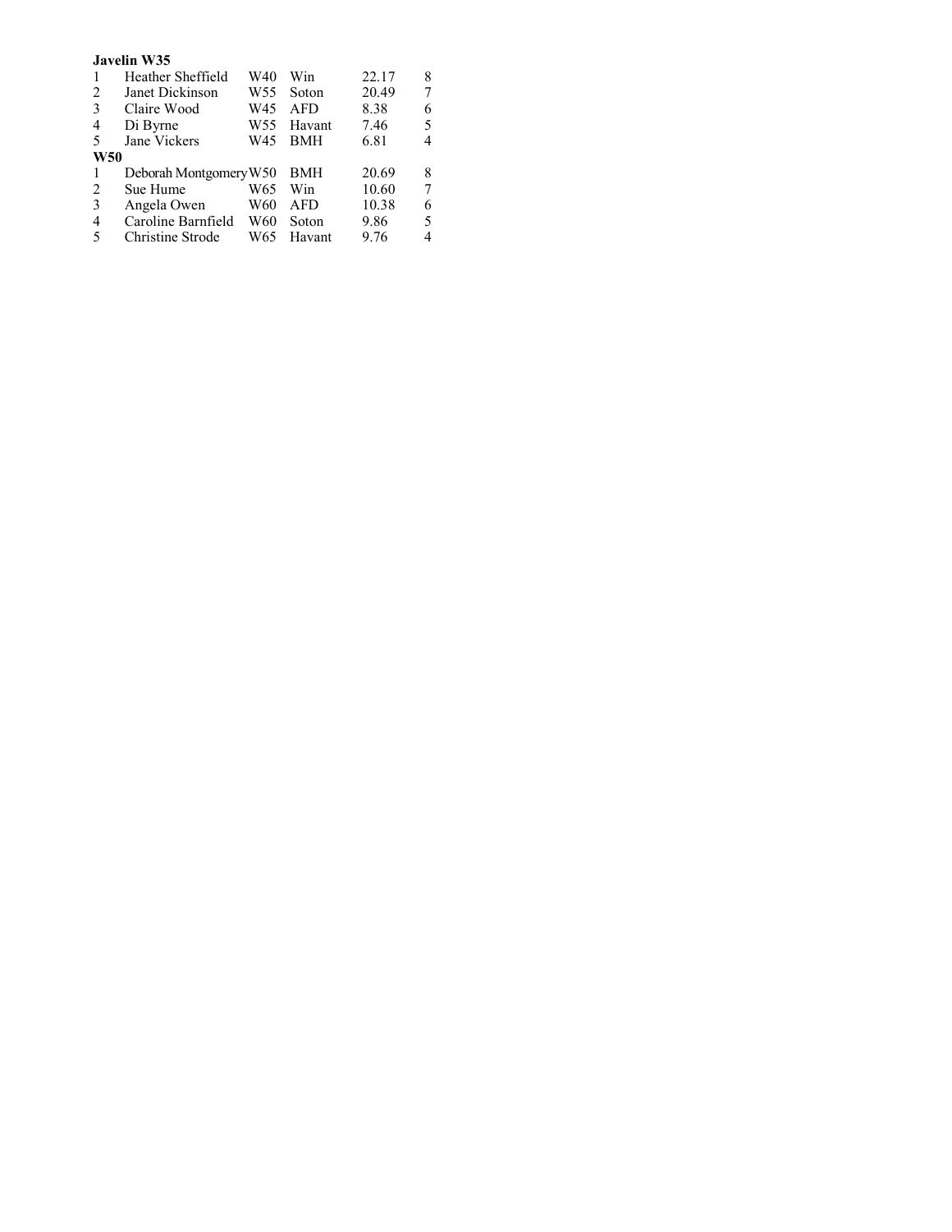**Javelin W35**

| | | | | | |
|---|---|---|---|---|---|
| 1 | Heather Sheffield | W40 | Win | 22.17 | 8 |
| 2 | Janet Dickinson | W55 | Soton | 20.49 | 7 |
| 3 | Claire Wood | W45 | AFD | 8.38 | 6 |
| 4 | Di Byrne | W55 | Havant | 7.46 | 5 |
| 5 | Jane Vickers | W45 | BMH | 6.81 | 4 |

**W50**

| | | | | | |
|---|---|---|---|---|---|
| 1 | Deborah Montgomery | W50 | BMH | 20.69 | 8 |
| 2 | Sue Hume | W65 | Win | 10.60 | 7 |
| 3 | Angela Owen | W60 | AFD | 10.38 | 6 |
| 4 | Caroline Barnfield | W60 | Soton | 9.86 | 5 |
| 5 | Christine Strode | W65 | Havant | 9.76 | 4 |